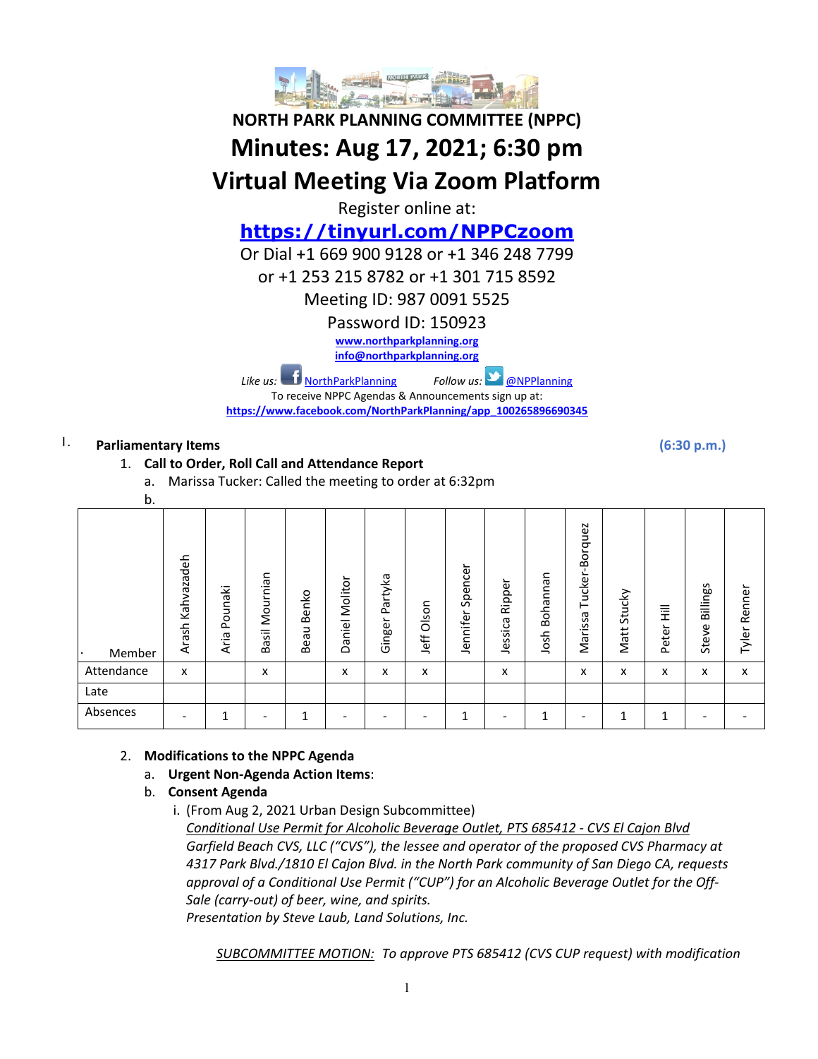# NORTH PARK PLANNING COMMITTEE (NPPC)

# Minutes: Aug 17, 2021; 6:30 pm

# Virtual Meeting Via Zoom Platform

Register online at:

**https://tinyurl.com/NPPCzoom**

Or Dial +1 669 900 9128 or +1 346 248 7799

or +1 253 215 8782 or +1 301 715 8592

Meeting ID: 987 0091 5525

Password ID: 150923

www.northparkplanning.org

info@northparkplanning.org

*Like us:* NorthParkPlanning *Follow us:* @NPPlanning

To receive NPPC Agendas & Announcements sign up at:

https://www.facebook.com/NorthParkPlanning/app_100265896690345

I. **Parliamentary Items** **(6:30 p.m.)**

1. **Call to Order, Roll Call and Attendance Report**
   a. Marissa Tucker: Called the meeting to order at 6:32pm
   b.

| Member | Arash Kahvazadeh | Aria Pounaki | Basil Mournian | Beau Benko | Daniel Molitor | Ginger Partyka | Jeff Olson | Jennifer Spencer | Jessica Ripper | Josh Bohannan | Marissa Tucker-Borquez | Matt Stucky | Peter Hill | Steve Billings | Tyler Renner |
|---|---|---|---|---|---|---|---|---|---|---|---|---|---|---|---|
| Attendance | x | | x | | x | x | x | | x | | x | x | x | x | x |
| Late | | | | | | | | | | | | | | | |
| Absences | - | 1 | - | 1 | - | - | - | 1 | - | 1 | - | 1 | 1 | - | - |

2. **Modifications to the NPPC Agenda**
   a. **Urgent Non-Agenda Action Items**:
   b. **Consent Agenda**
      i. (From Aug 2, 2021 Urban Design Subcommittee)
      *Conditional Use Permit for Alcoholic Beverage Outlet, PTS 685412 - CVS El Cajon Blvd*
      *Garfield Beach CVS, LLC ("CVS"), the lessee and operator of the proposed CVS Pharmacy at 4317 Park Blvd./1810 El Cajon Blvd. in the North Park community of San Diego CA, requests approval of a Conditional Use Permit ("CUP") for an Alcoholic Beverage Outlet for the Off-Sale (carry-out) of beer, wine, and spirits.*
      *Presentation by Steve Laub, Land Solutions, Inc.*

      *SUBCOMMITTEE MOTION: To approve PTS 685412 (CVS CUP request) with modification*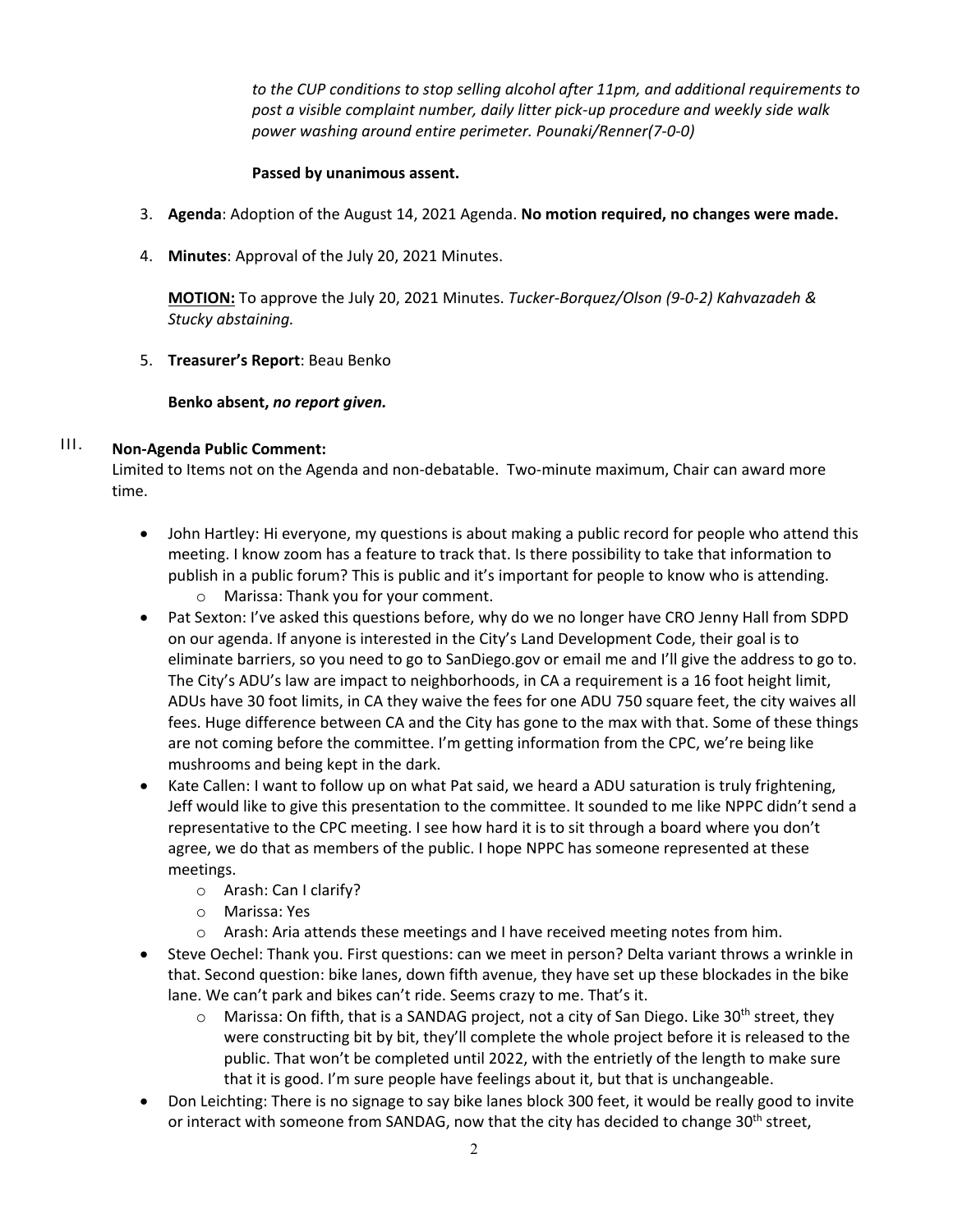*to the CUP conditions to stop selling alcohol after 11pm, and additional requirements to post a visible complaint number, daily litter pick-up procedure and weekly side walk power washing around entire perimeter. Pounaki/Renner(7-0-0)*

**Passed by unanimous assent.**

3. **Agenda**: Adoption of the August 14, 2021 Agenda. **No motion required, no changes were made.**

4. **Minutes**: Approval of the July 20, 2021 Minutes.

   **MOTION:** To approve the July 20, 2021 Minutes. *Tucker-Borquez/Olson (9-0-2) Kahvazadeh & Stucky abstaining.*

5. **Treasurer's Report**: Beau Benko

   **Benko absent, *no report given.***

III. **Non-Agenda Public Comment:**

Limited to Items not on the Agenda and non-debatable. Two-minute maximum, Chair can award more time.

- John Hartley: Hi everyone, my questions is about making a public record for people who attend this meeting. I know zoom has a feature to track that. Is there possibility to take that information to publish in a public forum? This is public and it's important for people to know who is attending.
  - Marissa: Thank you for your comment.
- Pat Sexton: I've asked this questions before, why do we no longer have CRO Jenny Hall from SDPD on our agenda. If anyone is interested in the City's Land Development Code, their goal is to eliminate barriers, so you need to go to SanDiego.gov or email me and I'll give the address to go to. The City's ADU's law are impact to neighborhoods, in CA a requirement is a 16 foot height limit, ADUs have 30 foot limits, in CA they waive the fees for one ADU 750 square feet, the city waives all fees. Huge difference between CA and the City has gone to the max with that. Some of these things are not coming before the committee. I'm getting information from the CPC, we're being like mushrooms and being kept in the dark.
- Kate Callen: I want to follow up on what Pat said, we heard a ADU saturation is truly frightening, Jeff would like to give this presentation to the committee. It sounded to me like NPPC didn't send a representative to the CPC meeting. I see how hard it is to sit through a board where you don't agree, we do that as members of the public. I hope NPPC has someone represented at these meetings.
  - Arash: Can I clarify?
  - Marissa: Yes
  - Arash: Aria attends these meetings and I have received meeting notes from him.
- Steve Oechel: Thank you. First questions: can we meet in person? Delta variant throws a wrinkle in that. Second question: bike lanes, down fifth avenue, they have set up these blockades in the bike lane. We can't park and bikes can't ride. Seems crazy to me. That's it.
  - Marissa: On fifth, that is a SANDAG project, not a city of San Diego. Like 30th street, they were constructing bit by bit, they'll complete the whole project before it is released to the public. That won't be completed until 2022, with the entrietly of the length to make sure that it is good. I'm sure people have feelings about it, but that is unchangeable.
- Don Leichting: There is no signage to say bike lanes block 300 feet, it would be really good to invite or interact with someone from SANDAG, now that the city has decided to change 30th street,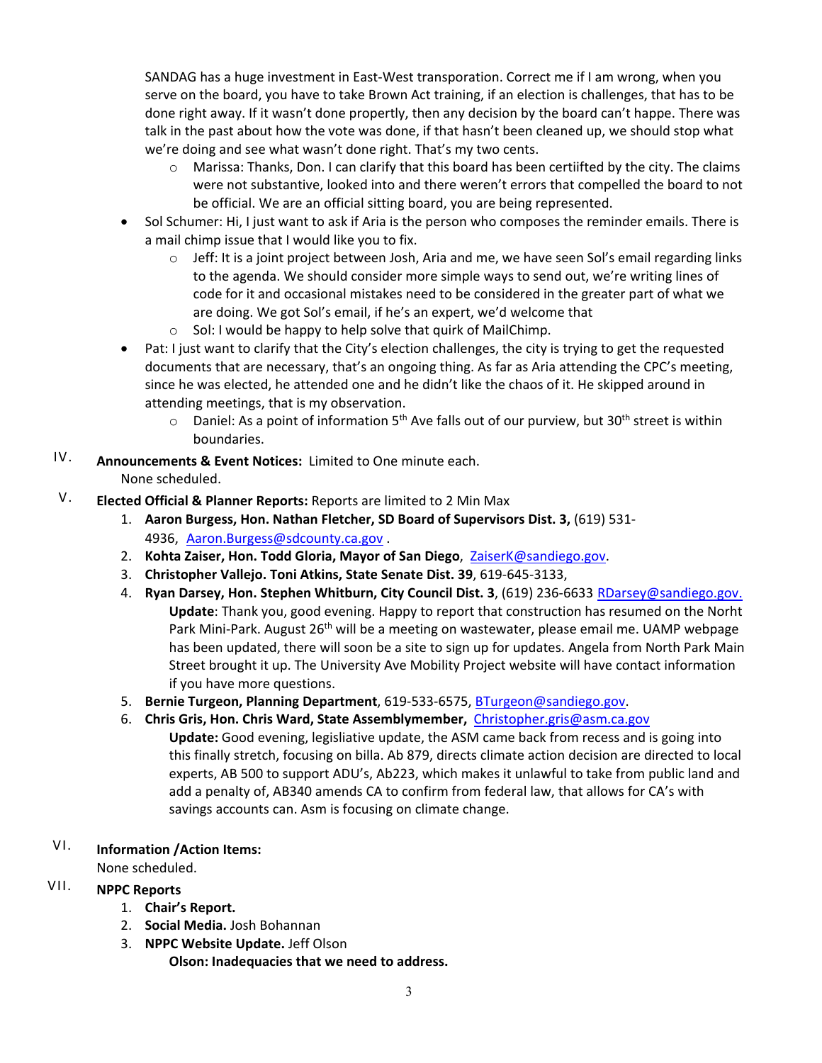SANDAG has a huge investment in East-West transporation. Correct me if I am wrong, when you serve on the board, you have to take Brown Act training, if an election is challenges, that has to be done right away. If it wasn't done propertly, then any decision by the board can't happe. There was talk in the past about how the vote was done, if that hasn't been cleaned up, we should stop what we're doing and see what wasn't done right. That's my two cents.

  - Marissa: Thanks, Don. I can clarify that this board has been certiifted by the city. The claims were not substantive, looked into and there weren't errors that compelled the board to not be official. We are an official sitting board, you are being represented.

- Sol Schumer: Hi, I just want to ask if Aria is the person who composes the reminder emails. There is a mail chimp issue that I would like you to fix.
  - Jeff: It is a joint project between Josh, Aria and me, we have seen Sol's email regarding links to the agenda. We should consider more simple ways to send out, we're writing lines of code for it and occasional mistakes need to be considered in the greater part of what we are doing. We got Sol's email, if he's an expert, we'd welcome that
  - Sol: I would be happy to help solve that quirk of MailChimp.
- Pat: I just want to clarify that the City's election challenges, the city is trying to get the requested documents that are necessary, that's an ongoing thing. As far as Aria attending the CPC's meeting, since he was elected, he attended one and he didn't like the chaos of it. He skipped around in attending meetings, that is my observation.
  - Daniel: As a point of information 5th Ave falls out of our purview, but 30th street is within boundaries.

IV. **Announcements & Event Notices:** Limited to One minute each.
None scheduled.

V. **Elected Official & Planner Reports:** Reports are limited to 2 Min Max

1. **Aaron Burgess, Hon. Nathan Fletcher, SD Board of Supervisors Dist. 3,** (619) 531-4936, Aaron.Burgess@sdcounty.ca.gov .
2. **Kohta Zaiser, Hon. Todd Gloria, Mayor of San Diego**, ZaiserK@sandiego.gov.
3. **Christopher Vallejo. Toni Atkins, State Senate Dist. 39**, 619-645-3133,
4. **Ryan Darsey, Hon. Stephen Whitburn, City Council Dist. 3**, (619) 236-6633 RDarsey@sandiego.gov.
   **Update**: Thank you, good evening. Happy to report that construction has resumed on the Norht Park Mini-Park. August 26th will be a meeting on wastewater, please email me. UAMP webpage has been updated, there will soon be a site to sign up for updates. Angela from North Park Main Street brought it up. The University Ave Mobility Project website will have contact information if you have more questions.
5. **Bernie Turgeon, Planning Department**, 619-533-6575, BTurgeon@sandiego.gov.
6. **Chris Gris, Hon. Chris Ward, State Assemblymember,** Christopher.gris@asm.ca.gov
   **Update:** Good evening, legisliative update, the ASM came back from recess and is going into this finally stretch, focusing on billa. Ab 879, directs climate action decision are directed to local experts, AB 500 to support ADU's, Ab223, which makes it unlawful to take from public land and add a penalty of, AB340 amends CA to confirm from federal law, that allows for CA's with savings accounts can. Asm is focusing on climate change.

VI. **Information /Action Items:**
None scheduled.

VII. **NPPC Reports**

1. **Chair's Report.**
2. **Social Media.** Josh Bohannan
3. **NPPC Website Update.** Jeff Olson
   **Olson: Inadequacies that we need to address.**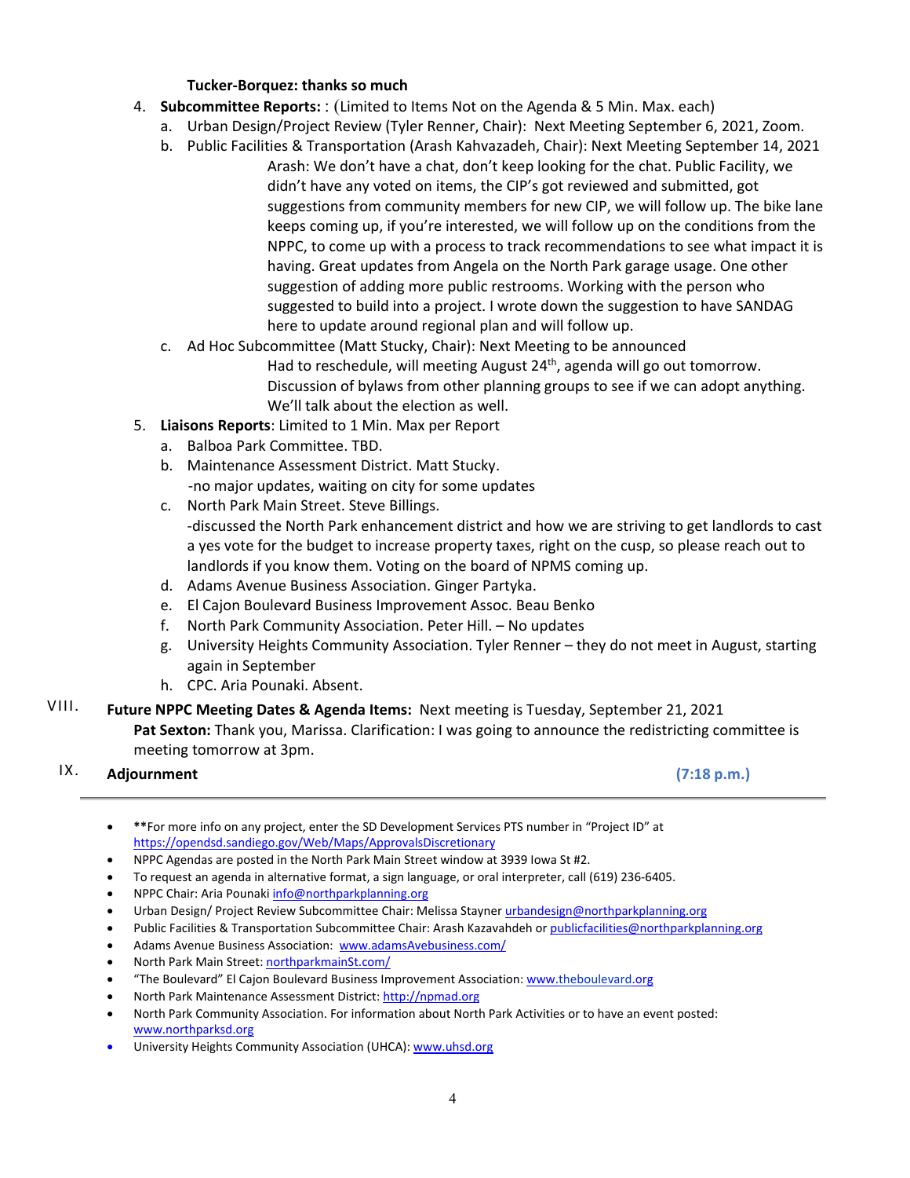**Tucker-Borquez: thanks so much**

4. **Subcommittee Reports:** : (Limited to Items Not on the Agenda & 5 Min. Max. each)
   a. Urban Design/Project Review (Tyler Renner, Chair): Next Meeting September 6, 2021, Zoom.
   b. Public Facilities & Transportation (Arash Kahvazadeh, Chair): Next Meeting September 14, 2021
      Arash: We don't have a chat, don't keep looking for the chat. Public Facility, we didn't have any voted on items, the CIP's got reviewed and submitted, got suggestions from community members for new CIP, we will follow up. The bike lane keeps coming up, if you're interested, we will follow up on the conditions from the NPPC, to come up with a process to track recommendations to see what impact it is having. Great updates from Angela on the North Park garage usage. One other suggestion of adding more public restrooms. Working with the person who suggested to build into a project. I wrote down the suggestion to have SANDAG here to update around regional plan and will follow up.
   c. Ad Hoc Subcommittee (Matt Stucky, Chair): Next Meeting to be announced
      Had to reschedule, will meeting August 24th, agenda will go out tomorrow. Discussion of bylaws from other planning groups to see if we can adopt anything. We'll talk about the election as well.
5. **Liaisons Reports**: Limited to 1 Min. Max per Report
   a. Balboa Park Committee. TBD.
   b. Maintenance Assessment District. Matt Stucky.
      -no major updates, waiting on city for some updates
   c. North Park Main Street. Steve Billings.
      -discussed the North Park enhancement district and how we are striving to get landlords to cast a yes vote for the budget to increase property taxes, right on the cusp, so please reach out to landlords if you know them. Voting on the board of NPMS coming up.
   d. Adams Avenue Business Association. Ginger Partyka.
   e. El Cajon Boulevard Business Improvement Assoc. Beau Benko
   f. North Park Community Association. Peter Hill. – No updates
   g. University Heights Community Association. Tyler Renner – they do not meet in August, starting again in September
   h. CPC. Aria Pounaki. Absent.

VIII. **Future NPPC Meeting Dates & Agenda Items:** Next meeting is Tuesday, September 21, 2021

**Pat Sexton:** Thank you, Marissa. Clarification: I was going to announce the redistricting committee is meeting tomorrow at 3pm.

IX. **Adjournment** **(7:18 p.m.)**

---

- **For more info on any project, enter the SD Development Services PTS number in "Project ID" at https://opendsd.sandiego.gov/Web/Maps/ApprovalsDiscretionary
- NPPC Agendas are posted in the North Park Main Street window at 3939 Iowa St #2.
- To request an agenda in alternative format, a sign language, or oral interpreter, call (619) 236-6405.
- NPPC Chair: Aria Pounaki info@northparkplanning.org
- Urban Design/ Project Review Subcommittee Chair: Melissa Stayner urbandesign@northparkplanning.org
- Public Facilities & Transportation Subcommittee Chair: Arash Kazavahdeh or publicfacilities@northparkplanning.org
- Adams Avenue Business Association: www.adamsAvebusiness.com/
- North Park Main Street: northparkmainSt.com/
- "The Boulevard" El Cajon Boulevard Business Improvement Association: www.theboulevard.org
- North Park Maintenance Assessment District: http://npmad.org
- North Park Community Association. For information about North Park Activities or to have an event posted: www.northparksd.org
- University Heights Community Association (UHCA): www.uhsd.org